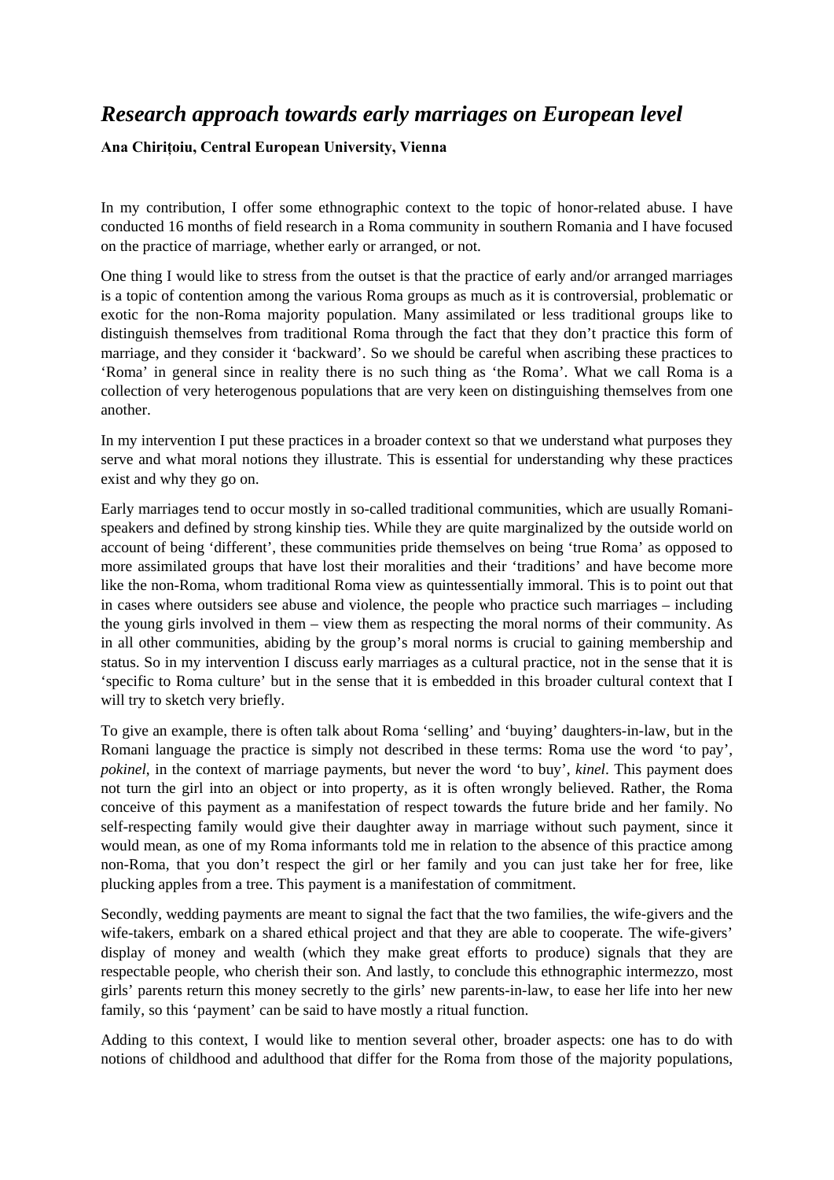# *Research approach towards early marriages on European level*

**Ana Chirițoiu, Central European University, Vienna**

In my contribution, I offer some ethnographic context to the topic of honor-related abuse. I have conducted 16 months of field research in a Roma community in southern Romania and I have focused on the practice of marriage, whether early or arranged, or not.

One thing I would like to stress from the outset is that the practice of early and/or arranged marriages is a topic of contention among the various Roma groups as much as it is controversial, problematic or exotic for the non-Roma majority population. Many assimilated or less traditional groups like to distinguish themselves from traditional Roma through the fact that they don't practice this form of marriage, and they consider it 'backward'. So we should be careful when ascribing these practices to 'Roma' in general since in reality there is no such thing as 'the Roma'. What we call Roma is a collection of very heterogenous populations that are very keen on distinguishing themselves from one another.

In my intervention I put these practices in a broader context so that we understand what purposes they serve and what moral notions they illustrate. This is essential for understanding why these practices exist and why they go on.

Early marriages tend to occur mostly in so-called traditional communities, which are usually Romani-speakers and defined by strong kinship ties. While they are quite marginalized by the outside world on account of being 'different', these communities pride themselves on being 'true Roma' as opposed to more assimilated groups that have lost their moralities and their 'traditions' and have become more like the non-Roma, whom traditional Roma view as quintessentially immoral. This is to point out that in cases where outsiders see abuse and violence, the people who practice such marriages – including the young girls involved in them – view them as respecting the moral norms of their community. As in all other communities, abiding by the group's moral norms is crucial to gaining membership and status. So in my intervention I discuss early marriages as a cultural practice, not in the sense that it is 'specific to Roma culture' but in the sense that it is embedded in this broader cultural context that I will try to sketch very briefly.

To give an example, there is often talk about Roma 'selling' and 'buying' daughters-in-law, but in the Romani language the practice is simply not described in these terms: Roma use the word 'to pay', *pokinel*, in the context of marriage payments, but never the word 'to buy', *kinel*. This payment does not turn the girl into an object or into property, as it is often wrongly believed. Rather, the Roma conceive of this payment as a manifestation of respect towards the future bride and her family. No self-respecting family would give their daughter away in marriage without such payment, since it would mean, as one of my Roma informants told me in relation to the absence of this practice among non-Roma, that you don't respect the girl or her family and you can just take her for free, like plucking apples from a tree. This payment is a manifestation of commitment.

Secondly, wedding payments are meant to signal the fact that the two families, the wife-givers and the wife-takers, embark on a shared ethical project and that they are able to cooperate. The wife-givers' display of money and wealth (which they make great efforts to produce) signals that they are respectable people, who cherish their son. And lastly, to conclude this ethnographic intermezzo, most girls' parents return this money secretly to the girls' new parents-in-law, to ease her life into her new family, so this 'payment' can be said to have mostly a ritual function.

Adding to this context, I would like to mention several other, broader aspects: one has to do with notions of childhood and adulthood that differ for the Roma from those of the majority populations,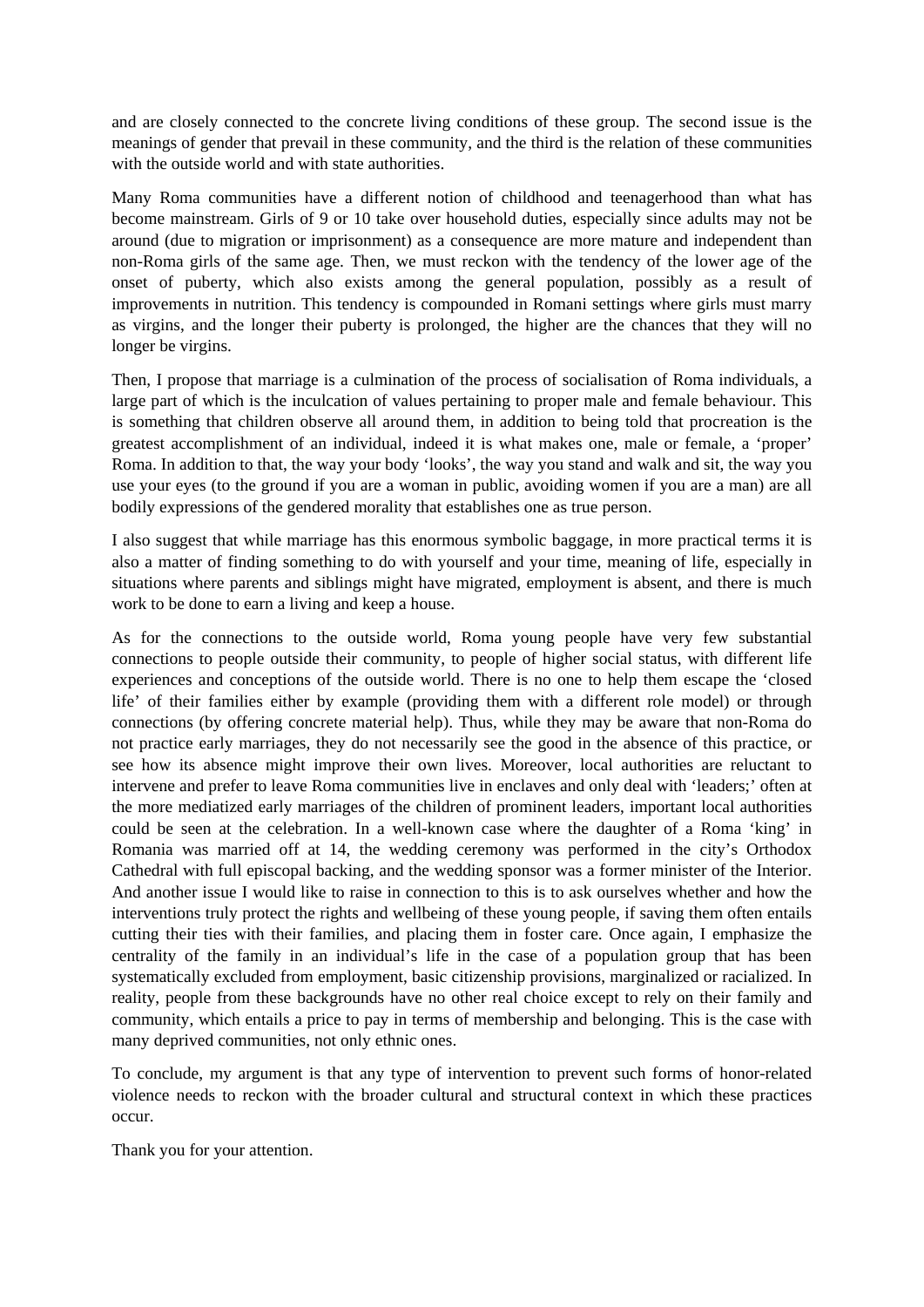and are closely connected to the concrete living conditions of these group. The second issue is the meanings of gender that prevail in these community, and the third is the relation of these communities with the outside world and with state authorities.

Many Roma communities have a different notion of childhood and teenagerhood than what has become mainstream. Girls of 9 or 10 take over household duties, especially since adults may not be around (due to migration or imprisonment) as a consequence are more mature and independent than non-Roma girls of the same age. Then, we must reckon with the tendency of the lower age of the onset of puberty, which also exists among the general population, possibly as a result of improvements in nutrition. This tendency is compounded in Romani settings where girls must marry as virgins, and the longer their puberty is prolonged, the higher are the chances that they will no longer be virgins.

Then, I propose that marriage is a culmination of the process of socialisation of Roma individuals, a large part of which is the inculcation of values pertaining to proper male and female behaviour. This is something that children observe all around them, in addition to being told that procreation is the greatest accomplishment of an individual, indeed it is what makes one, male or female, a 'proper' Roma. In addition to that, the way your body 'looks', the way you stand and walk and sit, the way you use your eyes (to the ground if you are a woman in public, avoiding women if you are a man) are all bodily expressions of the gendered morality that establishes one as true person.

I also suggest that while marriage has this enormous symbolic baggage, in more practical terms it is also a matter of finding something to do with yourself and your time, meaning of life, especially in situations where parents and siblings might have migrated, employment is absent, and there is much work to be done to earn a living and keep a house.

As for the connections to the outside world, Roma young people have very few substantial connections to people outside their community, to people of higher social status, with different life experiences and conceptions of the outside world. There is no one to help them escape the 'closed life' of their families either by example (providing them with a different role model) or through connections (by offering concrete material help). Thus, while they may be aware that non-Roma do not practice early marriages, they do not necessarily see the good in the absence of this practice, or see how its absence might improve their own lives. Moreover, local authorities are reluctant to intervene and prefer to leave Roma communities live in enclaves and only deal with 'leaders;' often at the more mediatized early marriages of the children of prominent leaders, important local authorities could be seen at the celebration. In a well-known case where the daughter of a Roma 'king' in Romania was married off at 14, the wedding ceremony was performed in the city's Orthodox Cathedral with full episcopal backing, and the wedding sponsor was a former minister of the Interior. And another issue I would like to raise in connection to this is to ask ourselves whether and how the interventions truly protect the rights and wellbeing of these young people, if saving them often entails cutting their ties with their families, and placing them in foster care. Once again, I emphasize the centrality of the family in an individual's life in the case of a population group that has been systematically excluded from employment, basic citizenship provisions, marginalized or racialized. In reality, people from these backgrounds have no other real choice except to rely on their family and community, which entails a price to pay in terms of membership and belonging. This is the case with many deprived communities, not only ethnic ones.

To conclude, my argument is that any type of intervention to prevent such forms of honor-related violence needs to reckon with the broader cultural and structural context in which these practices occur.

Thank you for your attention.